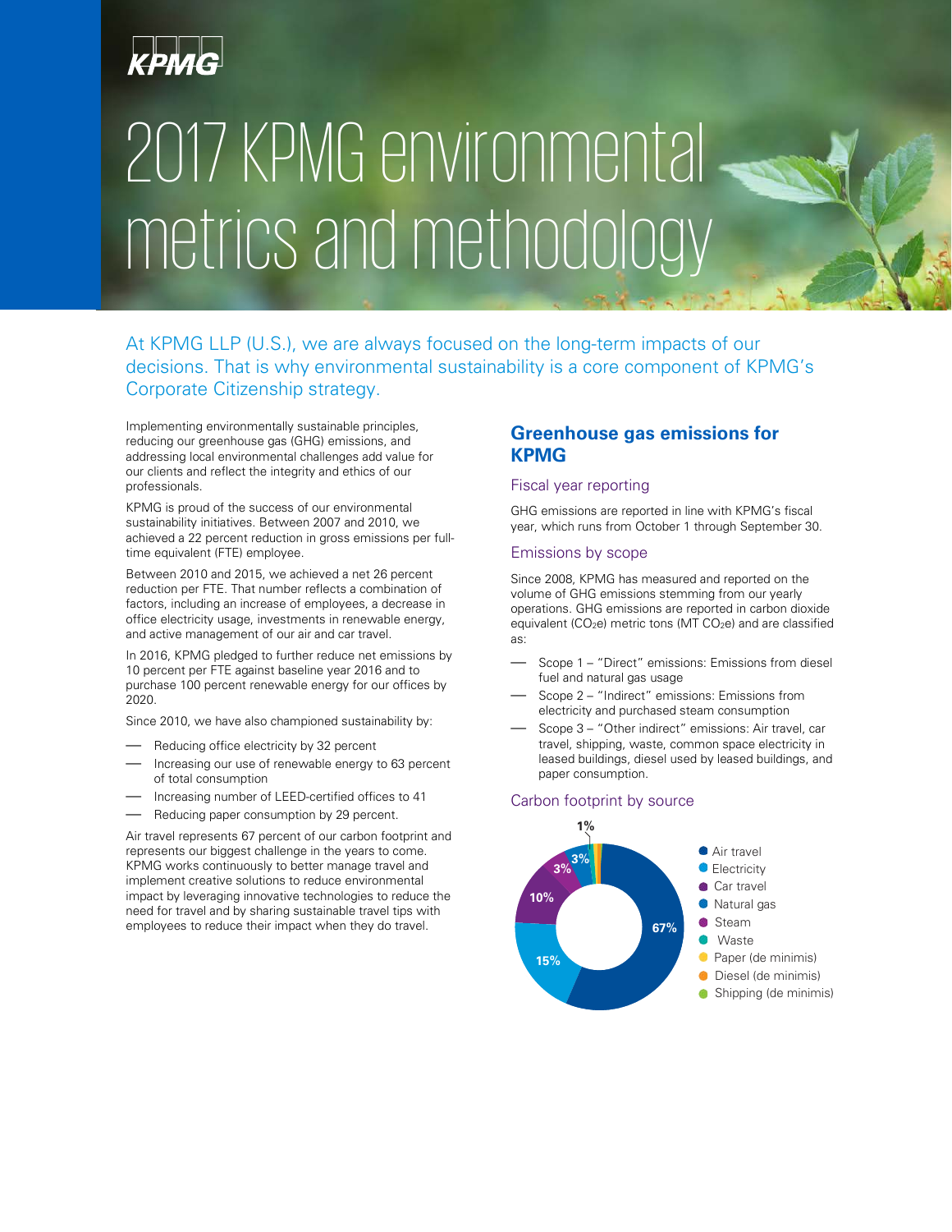KPMG

# 2017 KPMG environmental metrics and methodology

At KPMG LLP (U.S.), we are always focused on the long-term impacts of our decisions. That is why environmental sustainability is a core component of KPMG's Corporate Citizenship strategy.

Implementing environmentally sustainable principles, reducing our greenhouse gas (GHG) emissions, and addressing local environmental challenges add value for our clients and reflect the integrity and ethics of our professionals.

KPMG is proud of the success of our environmental sustainability initiatives. Between 2007 and 2010, we achieved a 22 percent reduction in gross emissions per full-time equivalent (FTE) employee.

Between 2010 and 2015, we achieved a net 26 percent reduction per FTE. That number reflects a combination of factors, including an increase of employees, a decrease in office electricity usage, investments in renewable energy, and active management of our air and car travel.

In 2016, KPMG pledged to further reduce net emissions by 10 percent per FTE against baseline year 2016 and to purchase 100 percent renewable energy for our offices by 2020.

Since 2010, we have also championed sustainability by:

- Reducing office electricity by 32 percent
- Increasing our use of renewable energy to 63 percent of total consumption
- Increasing number of LEED-certified offices to 41
- Reducing paper consumption by 29 percent.

Air travel represents 67 percent of our carbon footprint and represents our biggest challenge in the years to come. KPMG works continuously to better manage travel and implement creative solutions to reduce environmental impact by leveraging innovative technologies to reduce the need for travel and by sharing sustainable travel tips with employees to reduce their impact when they do travel.

## Greenhouse gas emissions for KPMG

### Fiscal year reporting

GHG emissions are reported in line with KPMG's fiscal year, which runs from October 1 through September 30.

### Emissions by scope

Since 2008, KPMG has measured and reported on the volume of GHG emissions stemming from our yearly operations. GHG emissions are reported in carbon dioxide equivalent ($CO_2e$) metric tons (MT $CO_2e$) and are classified as:

- Scope 1 – "Direct" emissions: Emissions from diesel fuel and natural gas usage
- Scope 2 – "Indirect" emissions: Emissions from electricity and purchased steam consumption
- Scope 3 – "Other indirect" emissions: Air travel, car travel, shipping, waste, common space electricity in leased buildings, diesel used by leased buildings, and paper consumption.

### Carbon footprint by source

67%
15%
10%
3%
3%
1%

Air travel
Electricity
Car travel
Natural gas
Steam
Waste
Paper (de minimis)
Diesel (de minimis)
Shipping (de minimis)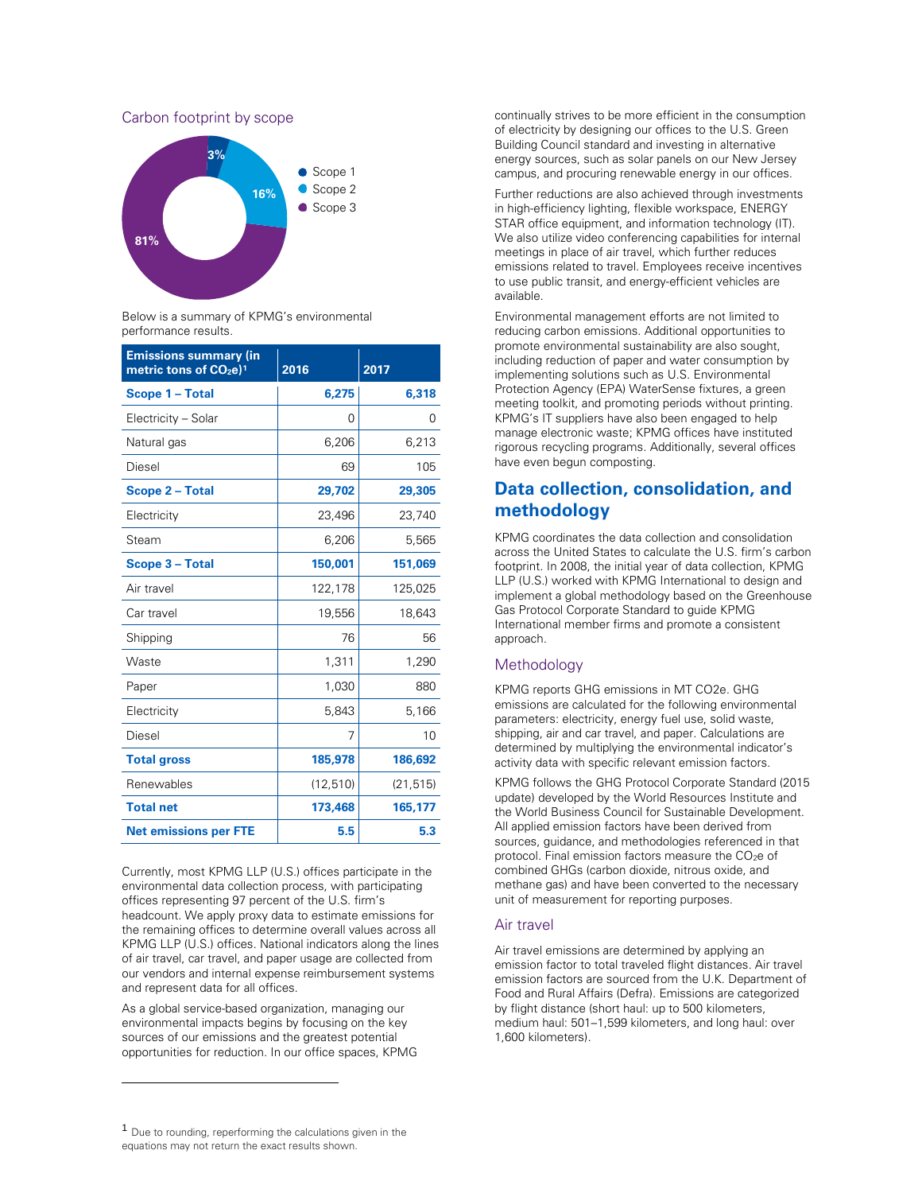### Carbon footprint by scope

3%
16%
81%
Scope 1
Scope 2
Scope 3

Below is a summary of KPMG's environmental performance results.

| Emissions summary (in metric tons of $CO_2e$)[1] | 2016 | 2017 |
| --- | --- | --- |
| **Scope 1 – Total** | **6,275** | **6,318** |
| Electricity – Solar | 0 | 0 |
| Natural gas | 6,206 | 6,213 |
| Diesel | 69 | 105 |
| **Scope 2 – Total** | **29,702** | **29,305** |
| Electricity | 23,496 | 23,740 |
| Steam | 6,206 | 5,565 |
| **Scope 3 – Total** | **150,001** | **151,069** |
| Air travel | 122,178 | 125,025 |
| Car travel | 19,556 | 18,643 |
| Shipping | 76 | 56 |
| Waste | 1,311 | 1,290 |
| Paper | 1,030 | 880 |
| Electricity | 5,843 | 5,166 |
| Diesel | 7 | 10 |
| **Total gross** | **185,978** | **186,692** |
| Renewables | (12,510) | (21,515) |
| **Total net** | **173,468** | **165,177** |
| **Net emissions per FTE** | **5.5** | **5.3** |

Currently, most KPMG LLP (U.S.) offices participate in the environmental data collection process, with participating offices representing 97 percent of the U.S. firm's headcount. We apply proxy data to estimate emissions for the remaining offices to determine overall values across all KPMG LLP (U.S.) offices. National indicators along the lines of air travel, car travel, and paper usage are collected from our vendors and internal expense reimbursement systems and represent data for all offices.

As a global service-based organization, managing our environmental impacts begins by focusing on the key sources of our emissions and the greatest potential opportunities for reduction. In our office spaces, KPMG continually strives to be more efficient in the consumption of electricity by designing our offices to the U.S. Green Building Council standard and investing in alternative energy sources, such as solar panels on our New Jersey campus, and procuring renewable energy in our offices.

Further reductions are also achieved through investments in high-efficiency lighting, flexible workspace, ENERGY STAR office equipment, and information technology (IT). We also utilize video conferencing capabilities for internal meetings in place of air travel, which further reduces emissions related to travel. Employees receive incentives to use public transit, and energy-efficient vehicles are available.

Environmental management efforts are not limited to reducing carbon emissions. Additional opportunities to promote environmental sustainability are also sought, including reduction of paper and water consumption by implementing solutions such as U.S. Environmental Protection Agency (EPA) WaterSense fixtures, a green meeting toolkit, and promoting periods without printing. KPMG's IT suppliers have also been engaged to help manage electronic waste; KPMG offices have instituted rigorous recycling programs. Additionally, several offices have even begun composting.

## Data collection, consolidation, and methodology

KPMG coordinates the data collection and consolidation across the United States to calculate the U.S. firm's carbon footprint. In 2008, the initial year of data collection, KPMG LLP (U.S.) worked with KPMG International to design and implement a global methodology based on the Greenhouse Gas Protocol Corporate Standard to guide KPMG International member firms and promote a consistent approach.

### Methodology

KPMG reports GHG emissions in MT CO2e. GHG emissions are calculated for the following environmental parameters: electricity, energy fuel use, solid waste, shipping, air and car travel, and paper. Calculations are determined by multiplying the environmental indicator's activity data with specific relevant emission factors.

KPMG follows the GHG Protocol Corporate Standard (2015 update) developed by the World Resources Institute and the World Business Council for Sustainable Development. All applied emission factors have been derived from sources, guidance, and methodologies referenced in that protocol. Final emission factors measure the $CO_2e$ of combined GHGs (carbon dioxide, nitrous oxide, and methane gas) and have been converted to the necessary unit of measurement for reporting purposes.

### Air travel

Air travel emissions are determined by applying an emission factor to total traveled flight distances. Air travel emission factors are sourced from the U.K. Department of Food and Rural Affairs (Defra). Emissions are categorized by flight distance (short haul: up to 500 kilometers, medium haul: 501–1,599 kilometers, and long haul: over 1,600 kilometers).

[1] Due to rounding, reperforming the calculations given in the equations may not return the exact results shown.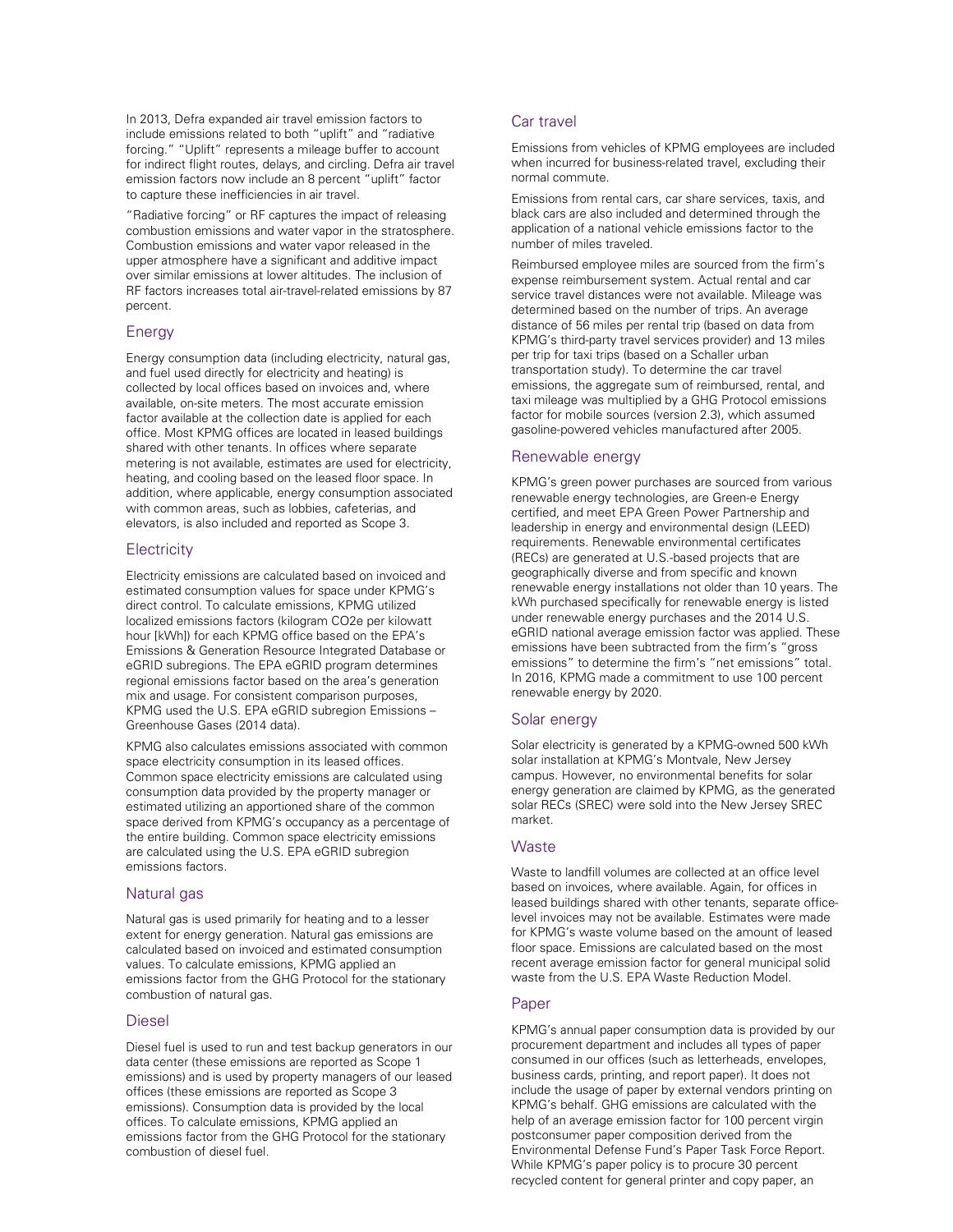In 2013, Defra expanded air travel emission factors to include emissions related to both "uplift" and "radiative forcing." "Uplift" represents a mileage buffer to account for indirect flight routes, delays, and circling. Defra air travel emission factors now include an 8 percent "uplift" factor to capture these inefficiencies in air travel.

"Radiative forcing" or RF captures the impact of releasing combustion emissions and water vapor in the stratosphere. Combustion emissions and water vapor released in the upper atmosphere have a significant and additive impact over similar emissions at lower altitudes. The inclusion of RF factors increases total air-travel-related emissions by 87 percent.

## Energy

Energy consumption data (including electricity, natural gas, and fuel used directly for electricity and heating) is collected by local offices based on invoices and, where available, on-site meters. The most accurate emission factor available at the collection date is applied for each office. Most KPMG offices are located in leased buildings shared with other tenants. In offices where separate metering is not available, estimates are used for electricity, heating, and cooling based on the leased floor space. In addition, where applicable, energy consumption associated with common areas, such as lobbies, cafeterias, and elevators, is also included and reported as Scope 3.

## Electricity

Electricity emissions are calculated based on invoiced and estimated consumption values for space under KPMG's direct control. To calculate emissions, KPMG utilized localized emissions factors (kilogram CO2e per kilowatt hour [kWh]) for each KPMG office based on the EPA's Emissions & Generation Resource Integrated Database or eGRID subregions. The EPA eGRID program determines regional emissions factor based on the area's generation mix and usage. For consistent comparison purposes, KPMG used the U.S. EPA eGRID subregion Emissions – Greenhouse Gases (2014 data).

KPMG also calculates emissions associated with common space electricity consumption in its leased offices. Common space electricity emissions are calculated using consumption data provided by the property manager or estimated utilizing an apportioned share of the common space derived from KPMG's occupancy as a percentage of the entire building. Common space electricity emissions are calculated using the U.S. EPA eGRID subregion emissions factors.

## Natural gas

Natural gas is used primarily for heating and to a lesser extent for energy generation. Natural gas emissions are calculated based on invoiced and estimated consumption values. To calculate emissions, KPMG applied an emissions factor from the GHG Protocol for the stationary combustion of natural gas.

## Diesel

Diesel fuel is used to run and test backup generators in our data center (these emissions are reported as Scope 1 emissions) and is used by property managers of our leased offices (these emissions are reported as Scope 3 emissions). Consumption data is provided by the local offices. To calculate emissions, KPMG applied an emissions factor from the GHG Protocol for the stationary combustion of diesel fuel.

## Car travel

Emissions from vehicles of KPMG employees are included when incurred for business-related travel, excluding their normal commute.

Emissions from rental cars, car share services, taxis, and black cars are also included and determined through the application of a national vehicle emissions factor to the number of miles traveled.

Reimbursed employee miles are sourced from the firm's expense reimbursement system. Actual rental and car service travel distances were not available. Mileage was determined based on the number of trips. An average distance of 56 miles per rental trip (based on data from KPMG's third-party travel services provider) and 13 miles per trip for taxi trips (based on a Schaller urban transportation study). To determine the car travel emissions, the aggregate sum of reimbursed, rental, and taxi mileage was multiplied by a GHG Protocol emissions factor for mobile sources (version 2.3), which assumed gasoline-powered vehicles manufactured after 2005.

## Renewable energy

KPMG's green power purchases are sourced from various renewable energy technologies, are Green-e Energy certified, and meet EPA Green Power Partnership and leadership in energy and environmental design (LEED) requirements. Renewable environmental certificates (RECs) are generated at U.S.-based projects that are geographically diverse and from specific and known renewable energy installations not older than 10 years. The kWh purchased specifically for renewable energy is listed under renewable energy purchases and the 2014 U.S. eGRID national average emission factor was applied. These emissions have been subtracted from the firm's "gross emissions" to determine the firm's "net emissions" total. In 2016, KPMG made a commitment to use 100 percent renewable energy by 2020.

## Solar energy

Solar electricity is generated by a KPMG-owned 500 kWh solar installation at KPMG's Montvale, New Jersey campus. However, no environmental benefits for solar energy generation are claimed by KPMG, as the generated solar RECs (SREC) were sold into the New Jersey SREC market.

## Waste

Waste to landfill volumes are collected at an office level based on invoices, where available. Again, for offices in leased buildings shared with other tenants, separate office-level invoices may not be available. Estimates were made for KPMG's waste volume based on the amount of leased floor space. Emissions are calculated based on the most recent average emission factor for general municipal solid waste from the U.S. EPA Waste Reduction Model.

## Paper

KPMG's annual paper consumption data is provided by our procurement department and includes all types of paper consumed in our offices (such as letterheads, envelopes, business cards, printing, and report paper). It does not include the usage of paper by external vendors printing on KPMG's behalf. GHG emissions are calculated with the help of an average emission factor for 100 percent virgin postconsumer paper composition derived from the Environmental Defense Fund's Paper Task Force Report. While KPMG's paper policy is to procure 30 percent recycled content for general printer and copy paper, an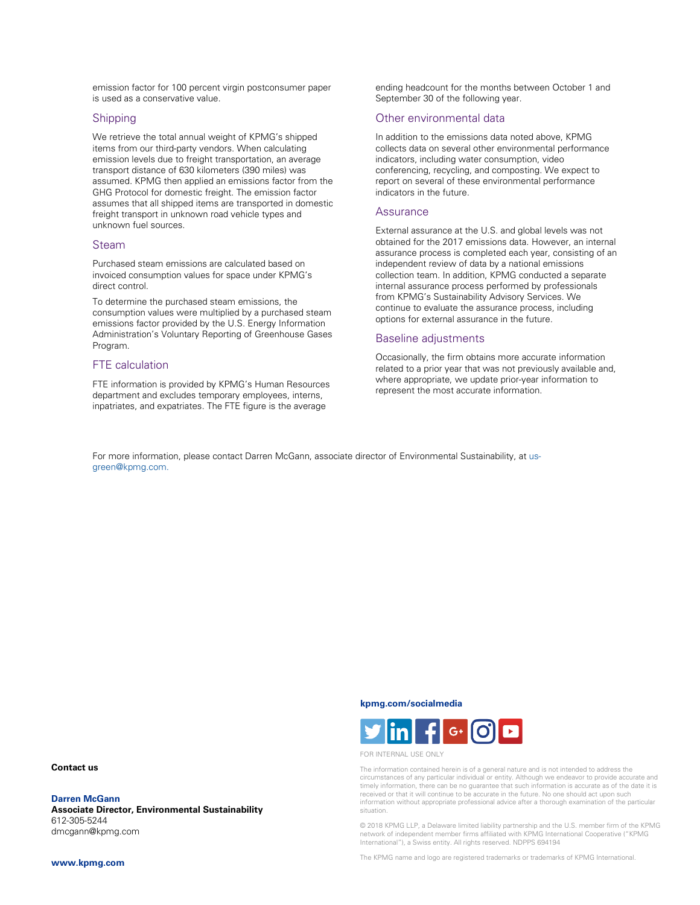emission factor for 100 percent virgin postconsumer paper is used as a conservative value.

### Shipping

We retrieve the total annual weight of KPMG's shipped items from our third-party vendors. When calculating emission levels due to freight transportation, an average transport distance of 630 kilometers (390 miles) was assumed. KPMG then applied an emissions factor from the GHG Protocol for domestic freight. The emission factor assumes that all shipped items are transported in domestic freight transport in unknown road vehicle types and unknown fuel sources.

### Steam

Purchased steam emissions are calculated based on invoiced consumption values for space under KPMG's direct control.

To determine the purchased steam emissions, the consumption values were multiplied by a purchased steam emissions factor provided by the U.S. Energy Information Administration's Voluntary Reporting of Greenhouse Gases Program.

### FTE calculation

FTE information is provided by KPMG's Human Resources department and excludes temporary employees, interns, inpatriates, and expatriates. The FTE figure is the average ending headcount for the months between October 1 and September 30 of the following year.

### Other environmental data

In addition to the emissions data noted above, KPMG collects data on several other environmental performance indicators, including water consumption, video conferencing, recycling, and composting. We expect to report on several of these environmental performance indicators in the future.

### Assurance

External assurance at the U.S. and global levels was not obtained for the 2017 emissions data. However, an internal assurance process is completed each year, consisting of an independent review of data by a national emissions collection team. In addition, KPMG conducted a separate internal assurance process performed by professionals from KPMG's Sustainability Advisory Services. We continue to evaluate the assurance process, including options for external assurance in the future.

### Baseline adjustments

Occasionally, the firm obtains more accurate information related to a prior year that was not previously available and, where appropriate, we update prior-year information to represent the most accurate information.

For more information, please contact Darren McGann, associate director of Environmental Sustainability, at us-green@kpmg.com.

**Contact us**

**Darren McGann**
**Associate Director, Environmental Sustainability**
612-305-5244
dmcgann@kpmg.com

**www.kpmg.com**

**kpmg.com/socialmedia**

FOR INTERNAL USE ONLY

The information contained herein is of a general nature and is not intended to address the circumstances of any particular individual or entity. Although we endeavor to provide accurate and timely information, there can be no guarantee that such information is accurate as of the date it is received or that it will continue to be accurate in the future. No one should act upon such information without appropriate professional advice after a thorough examination of the particular situation.

© 2018 KPMG LLP, a Delaware limited liability partnership and the U.S. member firm of the KPMG network of independent member firms affiliated with KPMG International Cooperative ("KPMG International"), a Swiss entity. All rights reserved. NDPPS 694194

The KPMG name and logo are registered trademarks or trademarks of KPMG International.